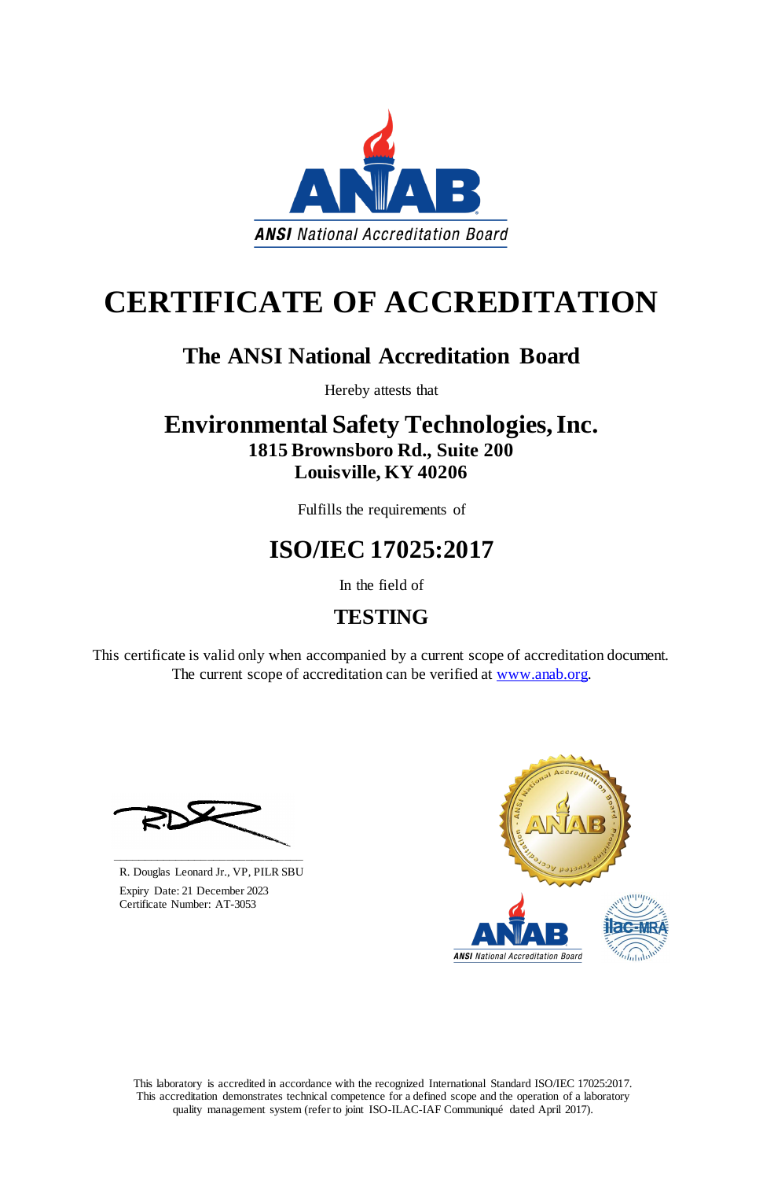ANSI National Accreditation Board

# CERTIFICATE OF ACCREDITATION

## The ANSI National Accreditation Board

Hereby attests that

## Environmental Safety Technologies, Inc.

**1815 Brownsboro Rd., Suite 200**
**Louisville, KY 40206**

Fulfills the requirements of

## ISO/IEC 17025:2017

In the field of

## TESTING

This certificate is valid only when accompanied by a current scope of accreditation document. The current scope of accreditation can be verified at www.anab.org.

R. Douglas Leonard Jr., VP, PILR SBU
Expiry Date: 21 December 2023
Certificate Number: AT-3053

This laboratory is accredited in accordance with the recognized International Standard ISO/IEC 17025:2017. This accreditation demonstrates technical competence for a defined scope and the operation of a laboratory quality management system (refer to joint ISO-ILAC-IAF Communiqué dated April 2017).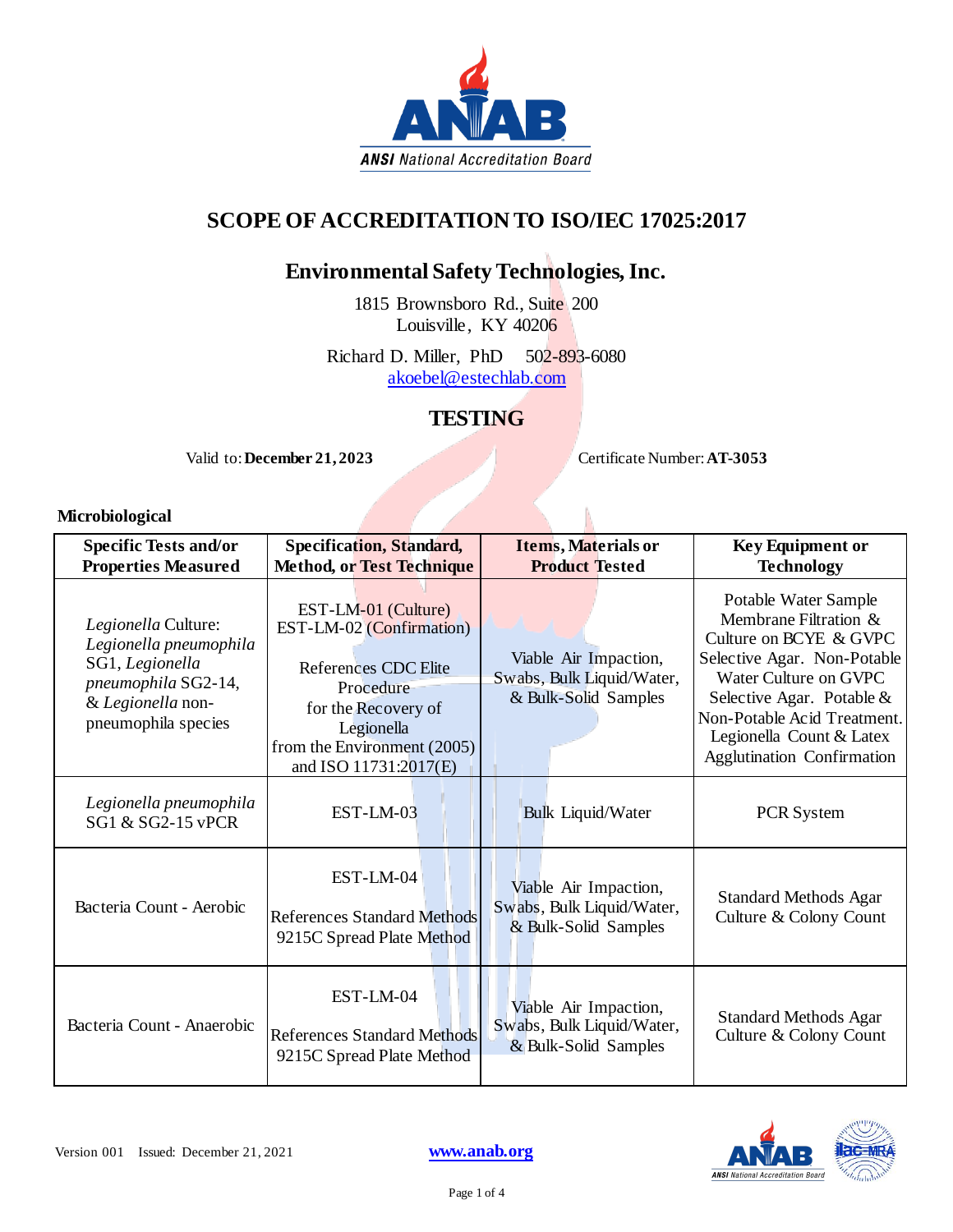# SCOPE OF ACCREDITATION TO ISO/IEC 17025:2017

## Environmental Safety Technologies, Inc.

1815 Brownsboro Rd., Suite 200
Louisville, KY 40206

Richard D. Miller, PhD 502-893-6080
akoebel@estechlab.com

## TESTING

Valid to: **December 21, 2023** Certificate Number: **AT-3053**

**Microbiological**

| Specific Tests and/or Properties Measured | Specification, Standard, Method, or Test Technique | Items, Materials or Product Tested | Key Equipment or Technology |
|---|---|---|---|
| *Legionella* Culture: *Legionella pneumophila* SG1, *Legionella pneumophila* SG2-14, & *Legionella* non-pneumophila species | EST-LM-01 (Culture)<br>EST-LM-02 (Confirmation)<br><br>References CDC Elite Procedure for the Recovery of Legionella from the Environment (2005) and ISO 11731:2017(E) | Viable Air Impaction, Swabs, Bulk Liquid/Water, & Bulk-Solid Samples | Potable Water Sample Membrane Filtration & Culture on BCYE & GVPC Selective Agar. Non-Potable Water Culture on GVPC Selective Agar. Potable & Non-Potable Acid Treatment. Legionella Count & Latex Agglutination Confirmation |
| *Legionella pneumophila* SG1 & SG2-15 vPCR | EST-LM-03 | Bulk Liquid/Water | PCR System |
| Bacteria Count - Aerobic | EST-LM-04<br><br>References Standard Methods 9215C Spread Plate Method | Viable Air Impaction, Swabs, Bulk Liquid/Water, & Bulk-Solid Samples | Standard Methods Agar Culture & Colony Count |
| Bacteria Count - Anaerobic | EST-LM-04<br><br>References Standard Methods 9215C Spread Plate Method | Viable Air Impaction, Swabs, Bulk Liquid/Water, & Bulk-Solid Samples | Standard Methods Agar Culture & Colony Count |

Version 001 Issued: December 21, 2021 www.anab.org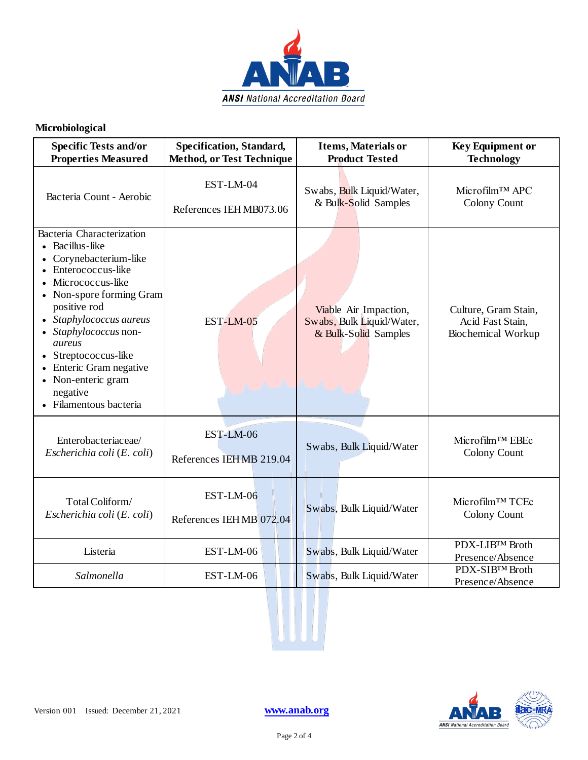## Microbiological

| Specific Tests and/or Properties Measured | Specification, Standard, Method, or Test Technique | Items, Materials or Product Tested | Key Equipment or Technology |
|---|---|---|---|
| Bacteria Count - Aerobic | EST-LM-04<br><br>References IEH MB073.06 | Swabs, Bulk Liquid/Water, & Bulk-Solid Samples | Microfilm™ APC Colony Count |
| Bacteria Characterization<br>• Bacillus-like<br>• Corynebacterium-like<br>• Enterococcus-like<br>• Micrococcus-like<br>• Non-spore forming Gram positive rod<br>• *Staphylococcus aureus*<br>• *Staphylococcus non-aureus*<br>• Streptococcus-like<br>• Enteric Gram negative<br>• Non-enteric gram negative<br>• Filamentous bacteria | EST-LM-05 | Viable Air Impaction, Swabs, Bulk Liquid/Water, & Bulk-Solid Samples | Culture, Gram Stain, Acid Fast Stain, Biochemical Workup |
| Enterobacteriaceae/ *Escherichia coli* (*E. coli*) | EST-LM-06<br><br>References IEH MB 219.04 | Swabs, Bulk Liquid/Water | Microfilm™ EBEc Colony Count |
| Total Coliform/ *Escherichia coli* (*E. coli*) | EST-LM-06<br><br>References IEH MB 072.04 | Swabs, Bulk Liquid/Water | Microfilm™ TCEc Colony Count |
| Listeria | EST-LM-06 | Swabs, Bulk Liquid/Water | PDX-LIB™ Broth Presence/Absence |
| *Salmonella* | EST-LM-06 | Swabs, Bulk Liquid/Water | PDX-SIB™ Broth Presence/Absence |

Version 001 Issued: December 21, 2021 www.anab.org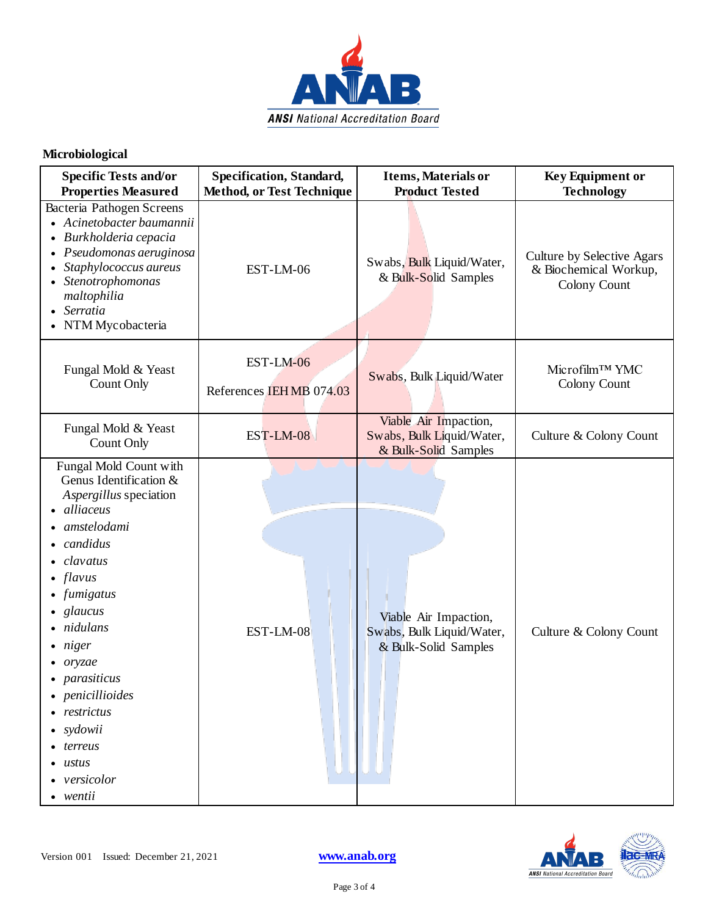## Microbiological

| Specific Tests and/or Properties Measured | Specification, Standard, Method, or Test Technique | Items, Materials or Product Tested | Key Equipment or Technology |
|---|---|---|---|
| Bacteria Pathogen Screens<br>• *Acinetobacter baumannii*<br>• *Burkholderia cepacia*<br>• *Pseudomonas aeruginosa*<br>• *Staphylococcus aureus*<br>• *Stenotrophomonas maltophilia*<br>• *Serratia*<br>• NTM Mycobacteria | EST-LM-06 | Swabs, Bulk Liquid/Water, & Bulk-Solid Samples | Culture by Selective Agars & Biochemical Workup, Colony Count |
| Fungal Mold & Yeast Count Only | EST-LM-06<br><br>References IEH MB 074.03 | Swabs, Bulk Liquid/Water | Microfilm™ YMC Colony Count |
| Fungal Mold & Yeast Count Only | EST-LM-08 | Viable Air Impaction, Swabs, Bulk Liquid/Water, & Bulk-Solid Samples | Culture & Colony Count |
| Fungal Mold Count with Genus Identification & *Aspergillus* speciation<br>• *alliaceus*<br>• *amstelodami*<br>• *candidus*<br>• *clavatus*<br>• *flavus*<br>• *fumigatus*<br>• *glaucus*<br>• *nidulans*<br>• *niger*<br>• *oryzae*<br>• *parasiticus*<br>• *penicillioides*<br>• *restrictus*<br>• *sydowii*<br>• *terreus*<br>• *ustus*<br>• *versicolor*<br>• *wentii* | EST-LM-08 | Viable Air Impaction, Swabs, Bulk Liquid/Water, & Bulk-Solid Samples | Culture & Colony Count |

Version 001 Issued: December 21, 2021 www.anab.org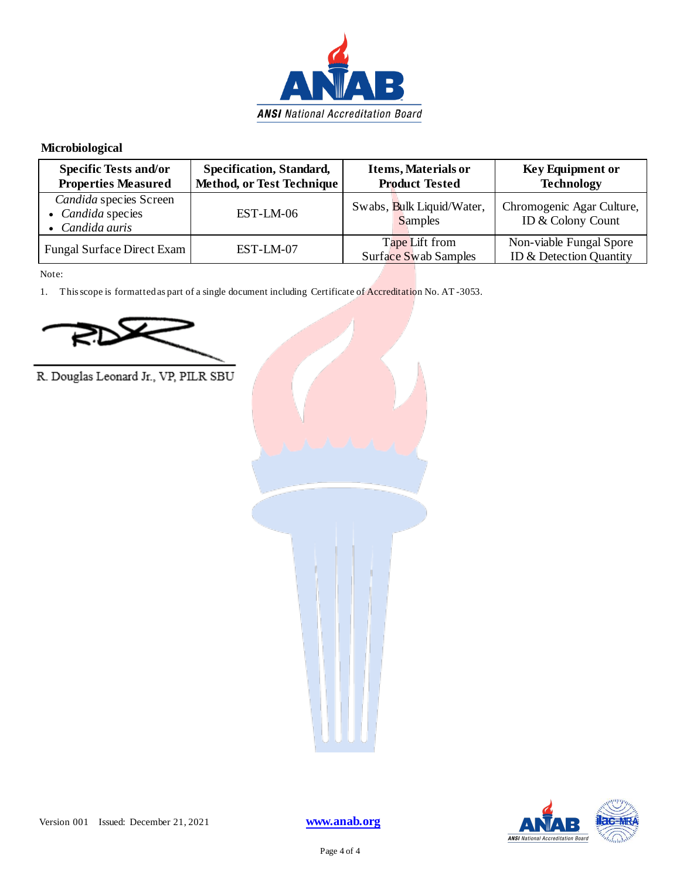## Microbiological

| Specific Tests and/or Properties Measured | Specification, Standard, Method, or Test Technique | Items, Materials or Product Tested | Key Equipment or Technology |
|---|---|---|---|
| *Candida* species Screen<br>• *Candida* species<br>• *Candida auris* | EST-LM-06 | Swabs, Bulk Liquid/Water, Samples | Chromogenic Agar Culture, ID & Colony Count |
| Fungal Surface Direct Exam | EST-LM-07 | Tape Lift from Surface Swab Samples | Non-viable Fungal Spore ID & Detection Quantity |

Note:

1. This scope is formatted as part of a single document including Certificate of Accreditation No. AT-3053.

R. Douglas Leonard Jr., VP, PILR SBU

Version 001 Issued: December 21, 2021

www.anab.org